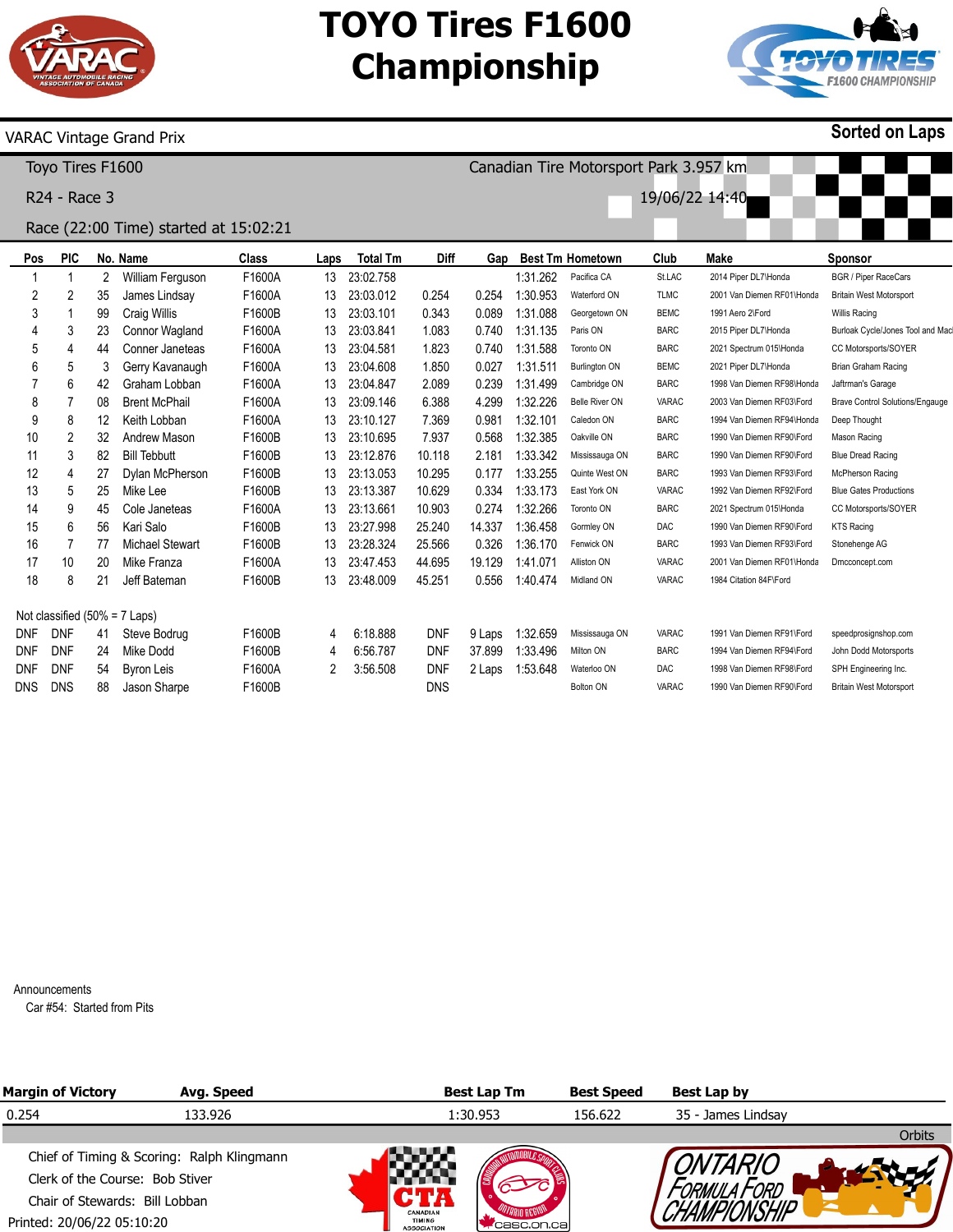# TOYO Tires F1600 Championship

VARAC Vintage Grand Prix

**Sorted on Laps**

Toyo Tires F1600

Canadian Tire Motorsport Park 3.957 km

R24 - Race 3

19/06/22 14:40

Race (22:00 Time) started at 15:02:21

| Pos | PIC | No. | Name | Class | Laps | Total Tm | Diff | Gap | Best Tm | Hometown | Club | Make | Sponsor |
|---|---|---|---|---|---|---|---|---|---|---|---|---|---|
| 1 | 1 | 2 | William Ferguson | F1600A | 13 | 23:02.758 | | | 1:31.262 | Pacifica CA | St.LAC | 2014 Piper DL7\Honda | BGR / Piper RaceCars |
| 2 | 2 | 35 | James Lindsay | F1600A | 13 | 23:03.012 | 0.254 | 0.254 | 1:30.953 | Waterford ON | TLMC | 2001 Van Diemen RF01\Honda | Britain West Motorsport |
| 3 | 1 | 99 | Craig Willis | F1600B | 13 | 23:03.101 | 0.343 | 0.089 | 1:31.088 | Georgetown ON | BEMC | 1991 Aero 2\Ford | Willis Racing |
| 4 | 3 | 23 | Connor Wagland | F1600A | 13 | 23:03.841 | 1.083 | 0.740 | 1:31.135 | Paris ON | BARC | 2015 Piper DL7\Honda | Burloak Cycle/Jones Tool and Mac |
| 5 | 4 | 44 | Conner Janeteas | F1600A | 13 | 23:04.581 | 1.823 | 0.740 | 1:31.588 | Toronto ON | BARC | 2021 Spectrum 015\Honda | CC Motorsports/SOYER |
| 6 | 5 | 3 | Gerry Kavanaugh | F1600A | 13 | 23:04.608 | 1.850 | 0.027 | 1:31.511 | Burlington ON | BEMC | 2021 Piper DL7\Honda | Brian Graham Racing |
| 7 | 6 | 42 | Graham Lobban | F1600A | 13 | 23:04.847 | 2.089 | 0.239 | 1:31.499 | Cambridge ON | BARC | 1998 Van Diemen RF98\Honda | Jaftrman's Garage |
| 8 | 7 | 08 | Brent McPhail | F1600A | 13 | 23:09.146 | 6.388 | 4.299 | 1:32.226 | Belle River ON | VARAC | 2003 Van Diemen RF03\Ford | Brave Control Solutions/Engauge |
| 9 | 8 | 12 | Keith Lobban | F1600A | 13 | 23:10.127 | 7.369 | 0.981 | 1:32.101 | Caledon ON | BARC | 1994 Van Diemen RF94\Honda | Deep Thought |
| 10 | 2 | 32 | Andrew Mason | F1600B | 13 | 23:10.695 | 7.937 | 0.568 | 1:32.385 | Oakville ON | BARC | 1990 Van Diemen RF90\Ford | Mason Racing |
| 11 | 3 | 82 | Bill Tebbutt | F1600B | 13 | 23:12.876 | 10.118 | 2.181 | 1:33.342 | Mississauga ON | BARC | 1990 Van Diemen RF90\Ford | Blue Dread Racing |
| 12 | 4 | 27 | Dylan McPherson | F1600B | 13 | 23:13.053 | 10.295 | 0.177 | 1:33.255 | Quinte West ON | BARC | 1993 Van Diemen RF93\Ford | McPherson Racing |
| 13 | 5 | 25 | Mike Lee | F1600B | 13 | 23:13.387 | 10.629 | 0.334 | 1:33.173 | East York ON | VARAC | 1992 Van Diemen RF92\Ford | Blue Gates Productions |
| 14 | 9 | 45 | Cole Janeteas | F1600A | 13 | 23:13.661 | 10.903 | 0.274 | 1:32.266 | Toronto ON | BARC | 2021 Spectrum 015\Honda | CC Motorsports/SOYER |
| 15 | 6 | 56 | Kari Salo | F1600B | 13 | 23:27.998 | 25.240 | 14.337 | 1:36.458 | Gormley ON | DAC | 1990 Van Diemen RF90\Ford | KTS Racing |
| 16 | 7 | 77 | Michael Stewart | F1600B | 13 | 23:28.324 | 25.566 | 0.326 | 1:36.170 | Fenwick ON | BARC | 1993 Van Diemen RF93\Ford | Stonehenge AG |
| 17 | 10 | 20 | Mike Franza | F1600A | 13 | 23:47.453 | 44.695 | 19.129 | 1:41.071 | Alliston ON | VARAC | 2001 Van Diemen RF01\Honda | Dmcconcept.com |
| 18 | 8 | 21 | Jeff Bateman | F1600B | 13 | 23:48.009 | 45.251 | 0.556 | 1:40.474 | Midland ON | VARAC | 1984 Citation 84F\Ford | |
| Not classified (50% = 7 Laps) | | | | | | | | | | | | | |
| DNF | DNF | 41 | Steve Bodrug | F1600B | 4 | 6:18.888 | DNF | 9 Laps | 1:32.659 | Mississauga ON | VARAC | 1991 Van Diemen RF91\Ford | speedprosignshop.com |
| DNF | DNF | 24 | Mike Dodd | F1600B | 4 | 6:56.787 | DNF | 37.899 | 1:33.496 | Milton ON | BARC | 1994 Van Diemen RF94\Ford | John Dodd Motorsports |
| DNF | DNF | 54 | Byron Leis | F1600A | 2 | 3:56.508 | DNF | 2 Laps | 1:53.648 | Waterloo ON | DAC | 1998 Van Diemen RF98\Ford | SPH Engineering Inc. |
| DNS | DNS | 88 | Jason Sharpe | F1600B | | | DNS | | | Bolton ON | VARAC | 1990 Van Diemen RF90\Ford | Britain West Motorsport |

Announcements

Car #54: Started from Pits

| Margin of Victory | Avg. Speed | Best Lap Tm | Best Speed | Best Lap by |
|---|---|---|---|---|
| 0.254 | 133.926 | 1:30.953 | 156.622 | 35 - James Lindsay |

Orbits

Chief of Timing & Scoring: Ralph Klingmann

Clerk of the Course: Bob Stiver

Chair of Stewards: Bill Lobban

Printed: 20/06/22 05:10:20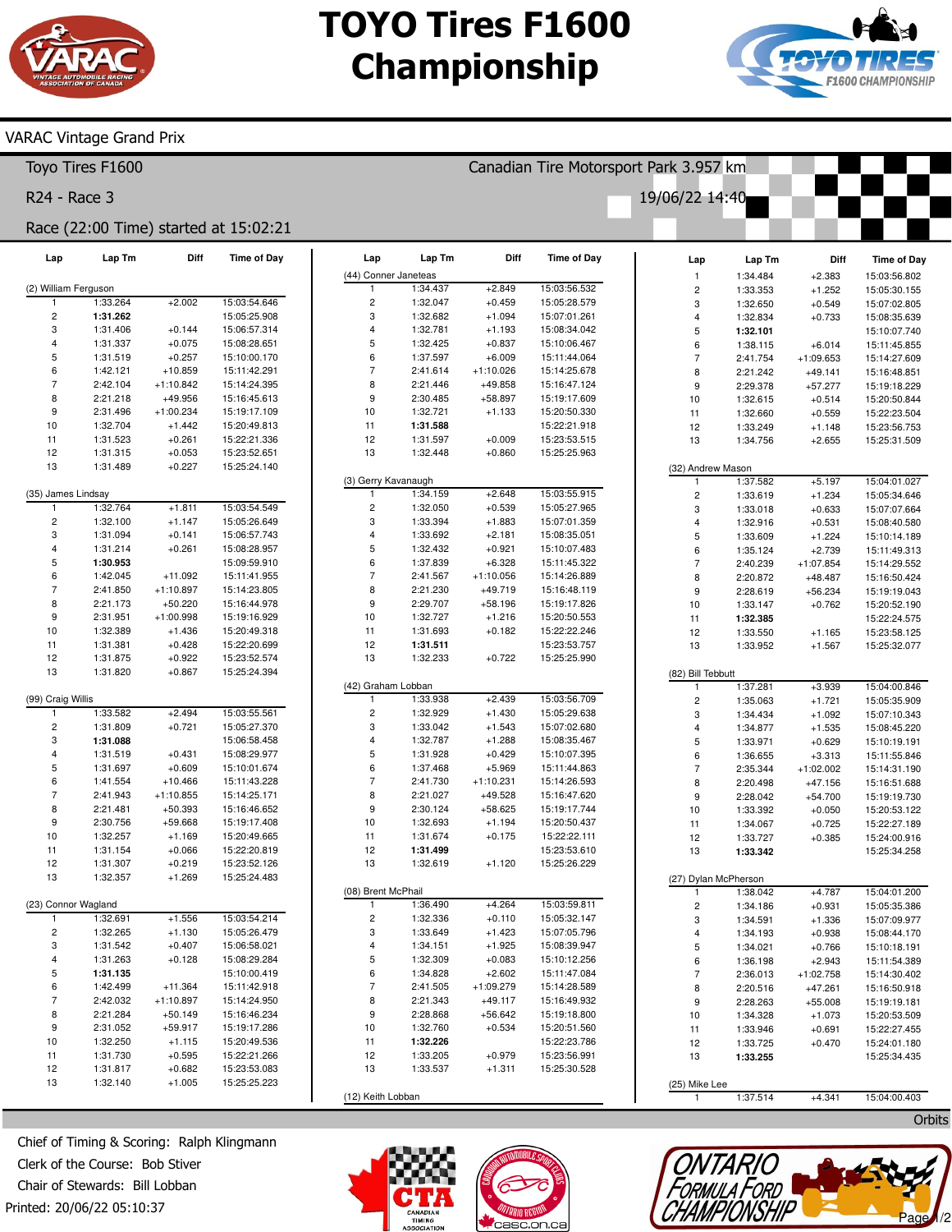# TOYO Tires F1600 Championship

VARAC Vintage Grand Prix

Toyo Tires F1600 — Canadian Tire Motorsport Park 3.957 km

R24 - Race 3 — 19/06/22 14:40

Race (22:00 Time) started at 15:02:21

### (2) William Ferguson

| Lap | Lap Tm | Diff | Time of Day |
|---|---|---|---|
| 1 | 1:33.264 | +2.002 | 15:03:54.646 |
| 2 | **1:31.262** | | 15:05:25.908 |
| 3 | 1:31.406 | +0.144 | 15:06:57.314 |
| 4 | 1:31.337 | +0.075 | 15:08:28.651 |
| 5 | 1:31.519 | +0.257 | 15:10:00.170 |
| 6 | 1:42.121 | +10.859 | 15:11:42.291 |
| 7 | 2:42.104 | +1:10.842 | 15:14:24.395 |
| 8 | 2:21.218 | +49.956 | 15:16:45.613 |
| 9 | 2:31.496 | +1:00.234 | 15:19:17.109 |
| 10 | 1:32.704 | +1.442 | 15:20:49.813 |
| 11 | 1:31.523 | +0.261 | 15:22:21.336 |
| 12 | 1:31.315 | +0.053 | 15:23:52.651 |
| 13 | 1:31.489 | +0.227 | 15:25:24.140 |

### (35) James Lindsay

| Lap | Lap Tm | Diff | Time of Day |
|---|---|---|---|
| 1 | 1:32.764 | +1.811 | 15:03:54.549 |
| 2 | 1:32.100 | +1.147 | 15:05:26.649 |
| 3 | 1:31.094 | +0.141 | 15:06:57.743 |
| 4 | 1:31.214 | +0.261 | 15:08:28.957 |
| 5 | **1:30.953** | | 15:09:59.910 |
| 6 | 1:42.045 | +11.092 | 15:11:41.955 |
| 7 | 2:41.850 | +1:10.897 | 15:14:23.805 |
| 8 | 2:21.173 | +50.220 | 15:16:44.978 |
| 9 | 2:31.951 | +1:00.998 | 15:19:16.929 |
| 10 | 1:32.389 | +1.436 | 15:20:49.318 |
| 11 | 1:31.381 | +0.428 | 15:22:20.699 |
| 12 | 1:31.875 | +0.922 | 15:23:52.574 |
| 13 | 1:31.820 | +0.867 | 15:25:24.394 |

### (99) Craig Willis

| Lap | Lap Tm | Diff | Time of Day |
|---|---|---|---|
| 1 | 1:33.582 | +2.494 | 15:03:55.561 |
| 2 | 1:31.809 | +0.721 | 15:05:27.370 |
| 3 | **1:31.088** | | 15:06:58.458 |
| 4 | 1:31.519 | +0.431 | 15:08:29.977 |
| 5 | 1:31.697 | +0.609 | 15:10:01.674 |
| 6 | 1:41.554 | +10.466 | 15:11:43.228 |
| 7 | 2:41.943 | +1:10.855 | 15:14:25.171 |
| 8 | 2:21.481 | +50.393 | 15:16:46.652 |
| 9 | 2:30.756 | +59.668 | 15:19:17.408 |
| 10 | 1:32.257 | +1.169 | 15:20:49.665 |
| 11 | 1:31.154 | +0.066 | 15:22:20.819 |
| 12 | 1:31.307 | +0.219 | 15:23:52.126 |
| 13 | 1:32.357 | +1.269 | 15:25:24.483 |

### (23) Connor Wagland

| Lap | Lap Tm | Diff | Time of Day |
|---|---|---|---|
| 1 | 1:32.691 | +1.556 | 15:03:54.214 |
| 2 | 1:32.265 | +1.130 | 15:05:26.479 |
| 3 | 1:31.542 | +0.407 | 15:06:58.021 |
| 4 | 1:31.263 | +0.128 | 15:08:29.284 |
| 5 | **1:31.135** | | 15:10:00.419 |
| 6 | 1:42.499 | +11.364 | 15:11:42.918 |
| 7 | 2:42.032 | +1:10.897 | 15:14:24.950 |
| 8 | 2:21.284 | +50.149 | 15:16:46.234 |
| 9 | 2:31.052 | +59.917 | 15:19:17.286 |
| 10 | 1:32.250 | +1.115 | 15:20:49.536 |
| 11 | 1:31.730 | +0.595 | 15:22:21.266 |
| 12 | 1:31.817 | +0.682 | 15:23:53.083 |
| 13 | 1:32.140 | +1.005 | 15:25:25.223 |

### (44) Conner Janeteas

| Lap | Lap Tm | Diff | Time of Day |
|---|---|---|---|
| 1 | 1:34.437 | +2.849 | 15:03:56.532 |
| 2 | 1:32.047 | +0.459 | 15:05:28.579 |
| 3 | 1:32.682 | +1.094 | 15:07:01.261 |
| 4 | 1:32.781 | +1.193 | 15:08:34.042 |
| 5 | 1:32.425 | +0.837 | 15:10:06.467 |
| 6 | 1:37.597 | +6.009 | 15:11:44.064 |
| 7 | 2:41.614 | +1:10.026 | 15:14:25.678 |
| 8 | 2:21.446 | +49.858 | 15:16:47.124 |
| 9 | 2:30.485 | +58.897 | 15:19:17.609 |
| 10 | 1:32.721 | +1.133 | 15:20:50.330 |
| 11 | **1:31.588** | | 15:22:21.918 |
| 12 | 1:31.597 | +0.009 | 15:23:53.515 |
| 13 | 1:32.448 | +0.860 | 15:25:25.963 |

### (3) Gerry Kavanaugh

| Lap | Lap Tm | Diff | Time of Day |
|---|---|---|---|
| 1 | 1:34.159 | +2.648 | 15:03:55.915 |
| 2 | 1:32.050 | +0.539 | 15:05:27.965 |
| 3 | 1:33.394 | +1.883 | 15:07:01.359 |
| 4 | 1:33.692 | +2.181 | 15:08:35.051 |
| 5 | 1:32.432 | +0.921 | 15:10:07.483 |
| 6 | 1:37.839 | +6.328 | 15:11:45.322 |
| 7 | 2:41.567 | +1:10.056 | 15:14:26.889 |
| 8 | 2:21.230 | +49.719 | 15:16:48.119 |
| 9 | 2:29.707 | +58.196 | 15:19:17.826 |
| 10 | 1:32.727 | +1.216 | 15:20:50.553 |
| 11 | 1:31.693 | +0.182 | 15:22:22.246 |
| 12 | **1:31.511** | | 15:23:53.757 |
| 13 | 1:32.233 | +0.722 | 15:25:25.990 |

### (42) Graham Lobban

| Lap | Lap Tm | Diff | Time of Day |
|---|---|---|---|
| 1 | 1:33.938 | +2.439 | 15:03:56.709 |
| 2 | 1:32.929 | +1.430 | 15:05:29.638 |
| 3 | 1:33.042 | +1.543 | 15:07:02.680 |
| 4 | 1:32.787 | +1.288 | 15:08:35.467 |
| 5 | 1:31.928 | +0.429 | 15:10:07.395 |
| 6 | 1:37.468 | +5.969 | 15:11:44.863 |
| 7 | 2:41.730 | +1:10.231 | 15:14:26.593 |
| 8 | 2:21.027 | +49.528 | 15:16:47.620 |
| 9 | 2:30.124 | +58.625 | 15:19:17.744 |
| 10 | 1:32.693 | +1.194 | 15:20:50.437 |
| 11 | 1:31.674 | +0.175 | 15:22:22.111 |
| 12 | **1:31.499** | | 15:23:53.610 |
| 13 | 1:32.619 | +1.120 | 15:25:26.229 |

### (08) Brent McPhail

| Lap | Lap Tm | Diff | Time of Day |
|---|---|---|---|
| 1 | 1:36.490 | +4.264 | 15:03:59.811 |
| 2 | 1:32.336 | +0.110 | 15:05:32.147 |
| 3 | 1:33.649 | +1.423 | 15:07:05.796 |
| 4 | 1:34.151 | +1.925 | 15:08:39.947 |
| 5 | 1:32.309 | +0.083 | 15:10:12.256 |
| 6 | 1:34.828 | +2.602 | 15:11:47.084 |
| 7 | 2:41.505 | +1:09.279 | 15:14:28.589 |
| 8 | 2:21.343 | +49.117 | 15:16:49.932 |
| 9 | 2:28.868 | +56.642 | 15:19:18.800 |
| 10 | 1:32.760 | +0.534 | 15:20:51.560 |
| 11 | **1:32.226** | | 15:22:23.786 |
| 12 | 1:33.205 | +0.979 | 15:23:56.991 |
| 13 | 1:33.537 | +1.311 | 15:25:30.528 |

### (12) Keith Lobban

| Lap | Lap Tm | Diff | Time of Day |
|---|---|---|---|
| 1 | 1:34.484 | +2.383 | 15:03:56.802 |
| 2 | 1:33.353 | +1.252 | 15:05:30.155 |
| 3 | 1:32.650 | +0.549 | 15:07:02.805 |
| 4 | 1:32.834 | +0.733 | 15:08:35.639 |
| 5 | **1:32.101** | | 15:10:07.740 |
| 6 | 1:38.115 | +6.014 | 15:11:45.855 |
| 7 | 2:41.754 | +1:09.653 | 15:14:27.609 |
| 8 | 2:21.242 | +49.141 | 15:16:48.851 |
| 9 | 2:29.378 | +57.277 | 15:19:18.229 |
| 10 | 1:32.615 | +0.514 | 15:20:50.844 |
| 11 | 1:32.660 | +0.559 | 15:22:23.504 |
| 12 | 1:33.249 | +1.148 | 15:23:56.753 |
| 13 | 1:34.756 | +2.655 | 15:25:31.509 |

### (32) Andrew Mason

| Lap | Lap Tm | Diff | Time of Day |
|---|---|---|---|
| 1 | 1:37.582 | +5.197 | 15:04:01.027 |
| 2 | 1:33.619 | +1.234 | 15:05:34.646 |
| 3 | 1:33.018 | +0.633 | 15:07:07.664 |
| 4 | 1:32.916 | +0.531 | 15:08:40.580 |
| 5 | 1:33.609 | +1.224 | 15:10:14.189 |
| 6 | 1:35.124 | +2.739 | 15:11:49.313 |
| 7 | 2:40.239 | +1:07.854 | 15:14:29.552 |
| 8 | 2:20.872 | +48.487 | 15:16:50.424 |
| 9 | 2:28.619 | +56.234 | 15:19:19.043 |
| 10 | 1:33.147 | +0.762 | 15:20:52.190 |
| 11 | **1:32.385** | | 15:22:24.575 |
| 12 | 1:33.550 | +1.165 | 15:23:58.125 |
| 13 | 1:33.952 | +1.567 | 15:25:32.077 |

### (82) Bill Tebbutt

| Lap | Lap Tm | Diff | Time of Day |
|---|---|---|---|
| 1 | 1:37.281 | +3.939 | 15:04:00.846 |
| 2 | 1:35.063 | +1.721 | 15:05:35.909 |
| 3 | 1:34.434 | +1.092 | 15:07:10.343 |
| 4 | 1:34.877 | +1.535 | 15:08:45.220 |
| 5 | 1:33.971 | +0.629 | 15:10:19.191 |
| 6 | 1:36.655 | +3.313 | 15:11:55.846 |
| 7 | 2:35.344 | +1:02.002 | 15:14:31.190 |
| 8 | 2:20.498 | +47.156 | 15:16:51.688 |
| 9 | 2:28.042 | +54.700 | 15:19:19.730 |
| 10 | 1:33.392 | +0.050 | 15:20:53.122 |
| 11 | 1:34.067 | +0.725 | 15:22:27.189 |
| 12 | 1:33.727 | +0.385 | 15:24:00.916 |
| 13 | **1:33.342** | | 15:25:34.258 |

### (27) Dylan McPherson

| Lap | Lap Tm | Diff | Time of Day |
|---|---|---|---|
| 1 | 1:38.042 | +4.787 | 15:04:01.200 |
| 2 | 1:34.186 | +0.931 | 15:05:35.386 |
| 3 | 1:34.591 | +1.336 | 15:07:09.977 |
| 4 | 1:34.193 | +0.938 | 15:08:44.170 |
| 5 | 1:34.021 | +0.766 | 15:10:18.191 |
| 6 | 1:36.198 | +2.943 | 15:11:54.389 |
| 7 | 2:36.013 | +1:02.758 | 15:14:30.402 |
| 8 | 2:20.516 | +47.261 | 15:16:50.918 |
| 9 | 2:28.263 | +55.008 | 15:19:19.181 |
| 10 | 1:34.328 | +1.073 | 15:20:53.509 |
| 11 | 1:33.946 | +0.691 | 15:22:27.455 |
| 12 | 1:33.725 | +0.470 | 15:24:01.180 |
| 13 | **1:33.255** | | 15:25:34.435 |

### (25) Mike Lee

| Lap | Lap Tm | Diff | Time of Day |
|---|---|---|---|
| 1 | 1:37.514 | +4.341 | 15:04:00.403 |

Orbits

Chief of Timing & Scoring: Ralph Klingmann
Clerk of the Course: Bob Stiver
Chair of Stewards: Bill Lobban
Printed: 20/06/22 05:10:37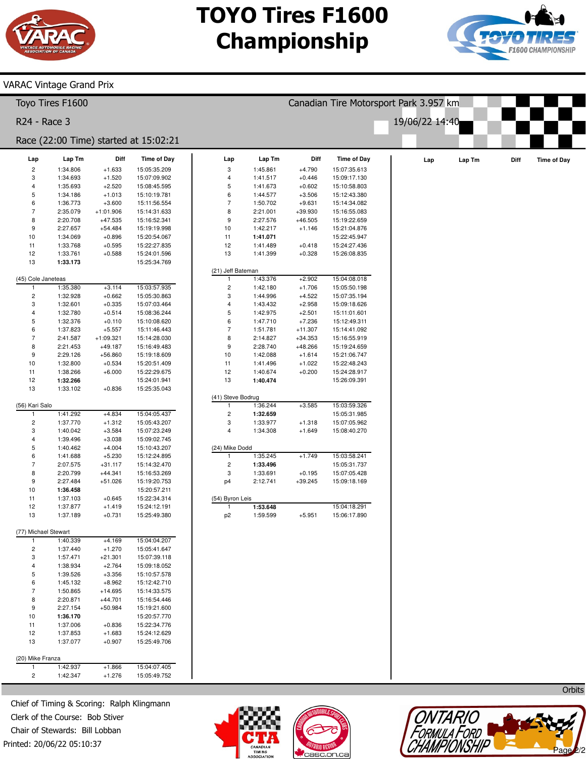# TOYO Tires F1600 Championship

VARAC Vintage Grand Prix

Toyo Tires F1600 — Canadian Tire Motorsport Park 3.957 km

R24 - Race 3 — 19/06/22 14:40

Race (22:00 Time) started at 15:02:21

| Lap | Lap Tm | Diff | Time of Day |
|---|---|---|---|
| 2 | 1:34.806 | +1.633 | 15:05:35.209 |
| 3 | 1:34.693 | +1.520 | 15:07:09.902 |
| 4 | 1:35.693 | +2.520 | 15:08:45.595 |
| 5 | 1:34.186 | +1.013 | 15:10:19.781 |
| 6 | 1:36.773 | +3.600 | 15:11:56.554 |
| 7 | 2:35.079 | +1:01.906 | 15:14:31.633 |
| 8 | 2:20.708 | +47.535 | 15:16:52.341 |
| 9 | 2:27.657 | +54.484 | 15:19:19.998 |
| 10 | 1:34.069 | +0.896 | 15:20:54.067 |
| 11 | 1:33.768 | +0.595 | 15:22:27.835 |
| 12 | 1:33.761 | +0.588 | 15:24:01.596 |
| 13 | **1:33.173** | | 15:25:34.769 |

(45) Cole Janeteas

| Lap | Lap Tm | Diff | Time of Day |
|---|---|---|---|
| 1 | 1:35.380 | +3.114 | 15:03:57.935 |
| 2 | 1:32.928 | +0.662 | 15:05:30.863 |
| 3 | 1:32.601 | +0.335 | 15:07:03.464 |
| 4 | 1:32.780 | +0.514 | 15:08:36.244 |
| 5 | 1:32.376 | +0.110 | 15:10:08.620 |
| 6 | 1:37.823 | +5.557 | 15:11:46.443 |
| 7 | 2:41.587 | +1:09.321 | 15:14:28.030 |
| 8 | 2:21.453 | +49.187 | 15:16:49.483 |
| 9 | 2:29.126 | +56.860 | 15:19:18.609 |
| 10 | 1:32.800 | +0.534 | 15:20:51.409 |
| 11 | 1:38.266 | +6.000 | 15:22:29.675 |
| 12 | **1:32.266** | | 15:24:01.941 |
| 13 | 1:33.102 | +0.836 | 15:25:35.043 |

(56) Kari Salo

| Lap | Lap Tm | Diff | Time of Day |
|---|---|---|---|
| 1 | 1:41.292 | +4.834 | 15:04:05.437 |
| 2 | 1:37.770 | +1.312 | 15:05:43.207 |
| 3 | 1:40.042 | +3.584 | 15:07:23.249 |
| 4 | 1:39.496 | +3.038 | 15:09:02.745 |
| 5 | 1:40.462 | +4.004 | 15:10:43.207 |
| 6 | 1:41.688 | +5.230 | 15:12:24.895 |
| 7 | 2:07.575 | +31.117 | 15:14:32.470 |
| 8 | 2:20.799 | +44.341 | 15:16:53.269 |
| 9 | 2:27.484 | +51.026 | 15:19:20.753 |
| 10 | **1:36.458** | | 15:20:57.211 |
| 11 | 1:37.103 | +0.645 | 15:22:34.314 |
| 12 | 1:37.877 | +1.419 | 15:24:12.191 |
| 13 | 1:37.189 | +0.731 | 15:25:49.380 |

(77) Michael Stewart

| Lap | Lap Tm | Diff | Time of Day |
|---|---|---|---|
| 1 | 1:40.339 | +4.169 | 15:04:04.207 |
| 2 | 1:37.440 | +1.270 | 15:05:41.647 |
| 3 | 1:57.471 | +21.301 | 15:07:39.118 |
| 4 | 1:38.934 | +2.764 | 15:09:18.052 |
| 5 | 1:39.526 | +3.356 | 15:10:57.578 |
| 6 | 1:45.132 | +8.962 | 15:12:42.710 |
| 7 | 1:50.865 | +14.695 | 15:14:33.575 |
| 8 | 2:20.871 | +44.701 | 15:16:54.446 |
| 9 | 2:27.154 | +50.984 | 15:19:21.600 |
| 10 | **1:36.170** | | 15:20:57.770 |
| 11 | 1:37.006 | +0.836 | 15:22:34.776 |
| 12 | 1:37.853 | +1.683 | 15:24:12.629 |
| 13 | 1:37.077 | +0.907 | 15:25:49.706 |

(20) Mike Franza

| Lap | Lap Tm | Diff | Time of Day |
|---|---|---|---|
| 1 | 1:42.937 | +1.866 | 15:04:07.405 |
| 2 | 1:42.347 | +1.276 | 15:05:49.752 |
| 3 | 1:45.861 | +4.790 | 15:07:35.613 |
| 4 | 1:41.517 | +0.446 | 15:09:17.130 |
| 5 | 1:41.673 | +0.602 | 15:10:58.803 |
| 6 | 1:44.577 | +3.506 | 15:12:43.380 |
| 7 | 1:50.702 | +9.631 | 15:14:34.082 |
| 8 | 2:21.001 | +39.930 | 15:16:55.083 |
| 9 | 2:27.576 | +46.505 | 15:19:22.659 |
| 10 | 1:42.217 | +1.146 | 15:21:04.876 |
| 11 | **1:41.071** | | 15:22:45.947 |
| 12 | 1:41.489 | +0.418 | 15:24:27.436 |
| 13 | 1:41.399 | +0.328 | 15:26:08.835 |

(21) Jeff Bateman

| Lap | Lap Tm | Diff | Time of Day |
|---|---|---|---|
| 1 | 1:43.376 | +2.902 | 15:04:08.018 |
| 2 | 1:42.180 | +1.706 | 15:05:50.198 |
| 3 | 1:44.996 | +4.522 | 15:07:35.194 |
| 4 | 1:43.432 | +2.958 | 15:09:18.626 |
| 5 | 1:42.975 | +2.501 | 15:11:01.601 |
| 6 | 1:47.710 | +7.236 | 15:12:49.311 |
| 7 | 1:51.781 | +11.307 | 15:14:41.092 |
| 8 | 2:14.827 | +34.353 | 15:16:55.919 |
| 9 | 2:28.740 | +48.266 | 15:19:24.659 |
| 10 | 1:42.088 | +1.614 | 15:21:06.747 |
| 11 | 1:41.496 | +1.022 | 15:22:48.243 |
| 12 | 1:40.674 | +0.200 | 15:24:28.917 |
| 13 | **1:40.474** | | 15:26:09.391 |

(41) Steve Bodrug

| Lap | Lap Tm | Diff | Time of Day |
|---|---|---|---|
| 1 | 1:36.244 | +3.585 | 15:03:59.326 |
| 2 | **1:32.659** | | 15:05:31.985 |
| 3 | 1:33.977 | +1.318 | 15:07:05.962 |
| 4 | 1:34.308 | +1.649 | 15:08:40.270 |

(24) Mike Dodd

| Lap | Lap Tm | Diff | Time of Day |
|---|---|---|---|
| 1 | 1:35.245 | +1.749 | 15:03:58.241 |
| 2 | **1:33.496** | | 15:05:31.737 |
| 3 | 1:33.691 | +0.195 | 15:07:05.428 |
| p4 | 2:12.741 | +39.245 | 15:09:18.169 |

(54) Byron Leis

| Lap | Lap Tm | Diff | Time of Day |
|---|---|---|---|
| 1 | **1:53.648** | | 15:04:18.291 |
| p2 | 1:59.599 | +5.951 | 15:06:17.890 |

Orbits

Chief of Timing & Scoring: Ralph Klingmann
Clerk of the Course: Bob Stiver
Chair of Stewards: Bill Lobban
Printed: 20/06/22 05:10:37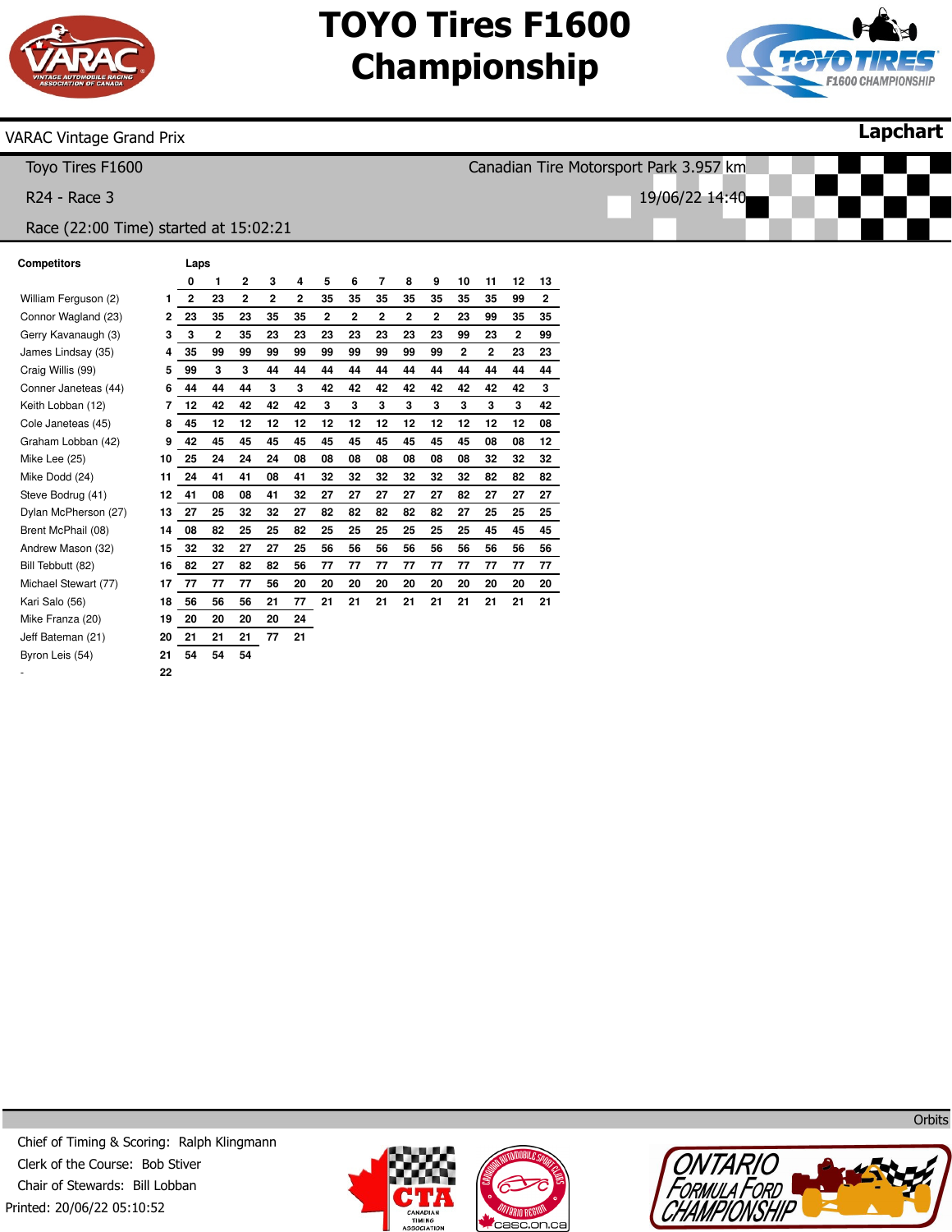# TOYO Tires F1600 Championship

VARAC Vintage Grand Prix

**Lapchart**

Toyo Tires F1600

Canadian Tire Motorsport Park 3.957 km

R24 - Race 3

19/06/22 14:40

Race (22:00 Time) started at 15:02:21

| Competitors | | 0 | 1 | 2 | 3 | 4 | 5 | 6 | 7 | 8 | 9 | 10 | 11 | 12 | 13 |
|---|---|---|---|---|---|---|---|---|---|---|---|---|---|---|---|
| William Ferguson (2) | 1 | 2 | 23 | 2 | 2 | 2 | 35 | 35 | 35 | 35 | 35 | 35 | 35 | 99 | 2 |
| Connor Wagland (23) | 2 | 23 | 35 | 23 | 35 | 35 | 2 | 2 | 2 | 2 | 2 | 23 | 99 | 35 | 35 |
| Gerry Kavanaugh (3) | 3 | 3 | 2 | 35 | 23 | 23 | 23 | 23 | 23 | 23 | 23 | 99 | 23 | 2 | 99 |
| James Lindsay (35) | 4 | 35 | 99 | 99 | 99 | 99 | 99 | 99 | 99 | 99 | 99 | 2 | 2 | 23 | 23 |
| Craig Willis (99) | 5 | 99 | 3 | 3 | 44 | 44 | 44 | 44 | 44 | 44 | 44 | 44 | 44 | 44 | 44 |
| Conner Janeteas (44) | 6 | 44 | 44 | 44 | 3 | 3 | 42 | 42 | 42 | 42 | 42 | 42 | 42 | 42 | 3 |
| Keith Lobban (12) | 7 | 12 | 42 | 42 | 42 | 42 | 3 | 3 | 3 | 3 | 3 | 3 | 3 | 3 | 42 |
| Cole Janeteas (45) | 8 | 45 | 12 | 12 | 12 | 12 | 12 | 12 | 12 | 12 | 12 | 12 | 12 | 12 | 08 |
| Graham Lobban (42) | 9 | 42 | 45 | 45 | 45 | 45 | 45 | 45 | 45 | 45 | 45 | 45 | 08 | 08 | 12 |
| Mike Lee (25) | 10 | 25 | 24 | 24 | 24 | 08 | 08 | 08 | 08 | 08 | 08 | 08 | 32 | 32 | 32 |
| Mike Dodd (24) | 11 | 24 | 41 | 41 | 08 | 41 | 32 | 32 | 32 | 32 | 32 | 32 | 82 | 82 | 82 |
| Steve Bodrug (41) | 12 | 41 | 08 | 08 | 41 | 32 | 27 | 27 | 27 | 27 | 27 | 82 | 27 | 27 | 27 |
| Dylan McPherson (27) | 13 | 27 | 25 | 32 | 32 | 27 | 82 | 82 | 82 | 82 | 82 | 27 | 25 | 25 | 25 |
| Brent McPhail (08) | 14 | 08 | 82 | 25 | 25 | 82 | 25 | 25 | 25 | 25 | 25 | 25 | 45 | 45 | 45 |
| Andrew Mason (32) | 15 | 32 | 32 | 27 | 27 | 25 | 56 | 56 | 56 | 56 | 56 | 56 | 56 | 56 | 56 |
| Bill Tebbutt (82) | 16 | 82 | 27 | 82 | 82 | 56 | 77 | 77 | 77 | 77 | 77 | 77 | 77 | 77 | 77 |
| Michael Stewart (77) | 17 | 77 | 77 | 77 | 56 | 20 | 20 | 20 | 20 | 20 | 20 | 20 | 20 | 20 | 20 |
| Kari Salo (56) | 18 | 56 | 56 | 56 | 21 | 77 | 21 | 21 | 21 | 21 | 21 | 21 | 21 | 21 | 21 |
| Mike Franza (20) | 19 | 20 | 20 | 20 | 20 | 24 | | | | | | | | | |
| Jeff Bateman (21) | 20 | 21 | 21 | 21 | 77 | 21 | | | | | | | | | |
| Byron Leis (54) | 21 | 54 | 54 | 54 | | | | | | | | | | | |
| - | 22 | | | | | | | | | | | | | | |

Orbits

Chief of Timing & Scoring: Ralph Klingmann
Clerk of the Course: Bob Stiver
Chair of Stewards: Bill Lobban
Printed: 20/06/22 05:10:52